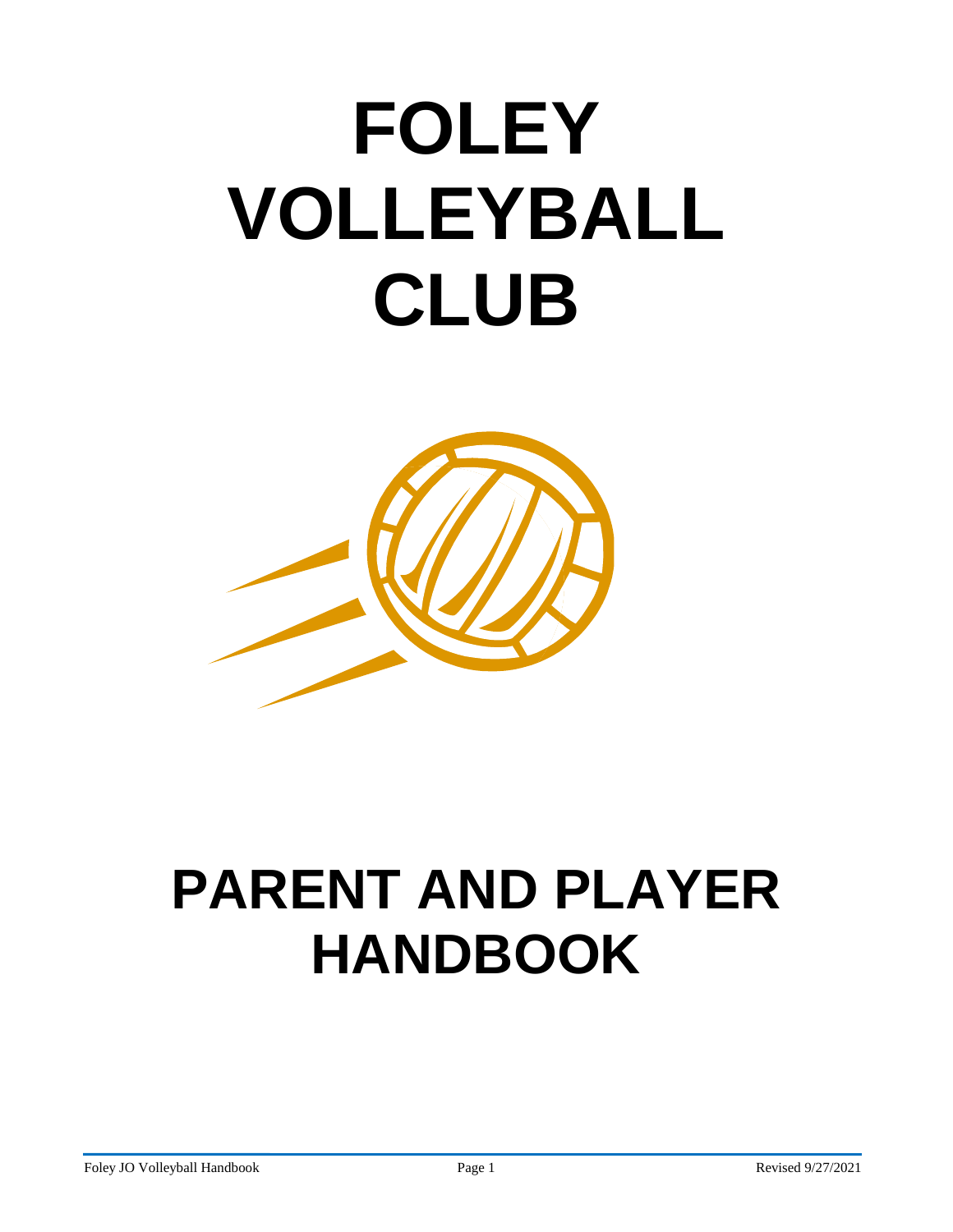# FOLEY VOLLEYBALL CLUB

# PARENT AND PLAYER HANDBOOK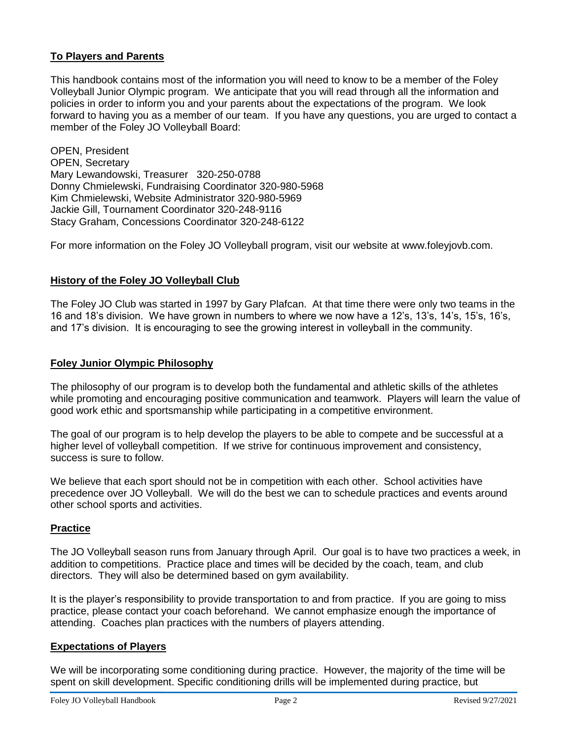## To Players and Parents

This handbook contains most of the information you will need to know to be a member of the Foley Volleyball Junior Olympic program. We anticipate that you will read through all the information and policies in order to inform you and your parents about the expectations of the program. We look forward to having you as a member of our team. If you have any questions, you are urged to contact a member of the Foley JO Volleyball Board:

OPEN, President
OPEN, Secretary
Mary Lewandowski, Treasurer 320-250-0788
Donny Chmielewski, Fundraising Coordinator 320-980-5968
Kim Chmielewski, Website Administrator 320-980-5969
Jackie Gill, Tournament Coordinator 320-248-9116
Stacy Graham, Concessions Coordinator 320-248-6122

For more information on the Foley JO Volleyball program, visit our website at www.foleyjovb.com.

## History of the Foley JO Volleyball Club

The Foley JO Club was started in 1997 by Gary Plafcan. At that time there were only two teams in the 16 and 18's division. We have grown in numbers to where we now have a 12's, 13's, 14's, 15's, 16's, and 17's division. It is encouraging to see the growing interest in volleyball in the community.

## Foley Junior Olympic Philosophy

The philosophy of our program is to develop both the fundamental and athletic skills of the athletes while promoting and encouraging positive communication and teamwork. Players will learn the value of good work ethic and sportsmanship while participating in a competitive environment.

The goal of our program is to help develop the players to be able to compete and be successful at a higher level of volleyball competition. If we strive for continuous improvement and consistency, success is sure to follow.

We believe that each sport should not be in competition with each other. School activities have precedence over JO Volleyball. We will do the best we can to schedule practices and events around other school sports and activities.

## Practice

The JO Volleyball season runs from January through April. Our goal is to have two practices a week, in addition to competitions. Practice place and times will be decided by the coach, team, and club directors. They will also be determined based on gym availability.

It is the player's responsibility to provide transportation to and from practice. If you are going to miss practice, please contact your coach beforehand. We cannot emphasize enough the importance of attending. Coaches plan practices with the numbers of players attending.

## Expectations of Players

We will be incorporating some conditioning during practice. However, the majority of the time will be spent on skill development. Specific conditioning drills will be implemented during practice, but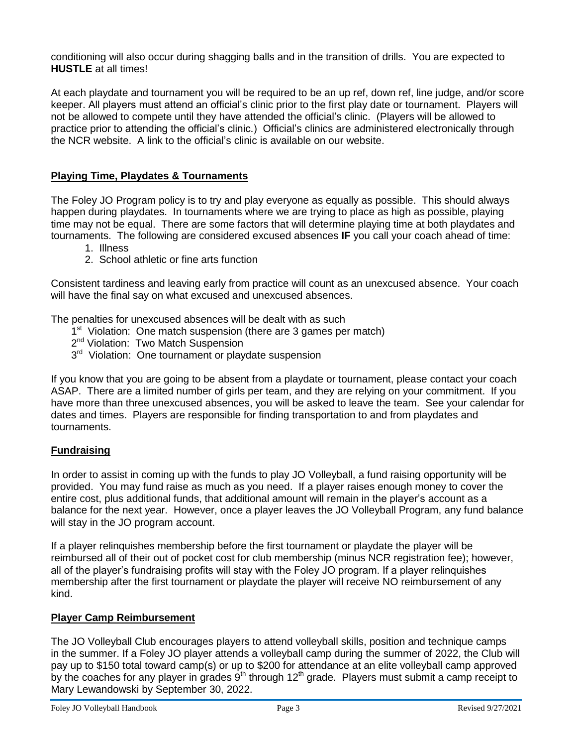conditioning will also occur during shagging balls and in the transition of drills. You are expected to **HUSTLE** at all times!

At each playdate and tournament you will be required to be an up ref, down ref, line judge, and/or score keeper. All players must attend an official's clinic prior to the first play date or tournament. Players will not be allowed to compete until they have attended the official's clinic. (Players will be allowed to practice prior to attending the official's clinic.) Official's clinics are administered electronically through the NCR website. A link to the official's clinic is available on our website.

## Playing Time, Playdates & Tournaments

The Foley JO Program policy is to try and play everyone as equally as possible. This should always happen during playdates. In tournaments where we are trying to place as high as possible, playing time may not be equal. There are some factors that will determine playing time at both playdates and tournaments. The following are considered excused absences **IF** you call your coach ahead of time:

1. Illness
2. School athletic or fine arts function

Consistent tardiness and leaving early from practice will count as an unexcused absence. Your coach will have the final say on what excused and unexcused absences.

The penalties for unexcused absences will be dealt with as such

1st Violation: One match suspension (there are 3 games per match)
2nd Violation: Two Match Suspension
3rd Violation: One tournament or playdate suspension

If you know that you are going to be absent from a playdate or tournament, please contact your coach ASAP. There are a limited number of girls per team, and they are relying on your commitment. If you have more than three unexcused absences, you will be asked to leave the team. See your calendar for dates and times. Players are responsible for finding transportation to and from playdates and tournaments.

## Fundraising

In order to assist in coming up with the funds to play JO Volleyball, a fund raising opportunity will be provided. You may fund raise as much as you need. If a player raises enough money to cover the entire cost, plus additional funds, that additional amount will remain in the player's account as a balance for the next year. However, once a player leaves the JO Volleyball Program, any fund balance will stay in the JO program account.

If a player relinquishes membership before the first tournament or playdate the player will be reimbursed all of their out of pocket cost for club membership (minus NCR registration fee); however, all of the player's fundraising profits will stay with the Foley JO program. If a player relinquishes membership after the first tournament or playdate the player will receive NO reimbursement of any kind.

## Player Camp Reimbursement

The JO Volleyball Club encourages players to attend volleyball skills, position and technique camps in the summer. If a Foley JO player attends a volleyball camp during the summer of 2022, the Club will pay up to \$150 total toward camp(s) or up to \$200 for attendance at an elite volleyball camp approved by the coaches for any player in grades 9th through 12th grade. Players must submit a camp receipt to Mary Lewandowski by September 30, 2022.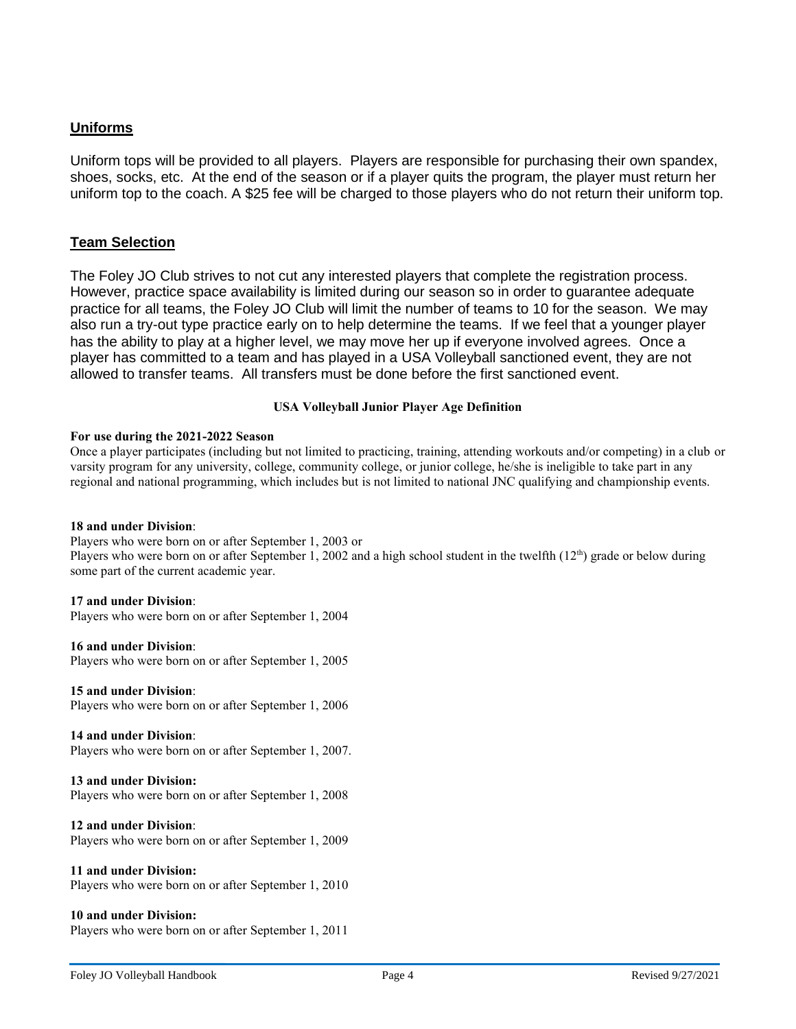## Uniforms

Uniform tops will be provided to all players. Players are responsible for purchasing their own spandex, shoes, socks, etc. At the end of the season or if a player quits the program, the player must return her uniform top to the coach. A $25 fee will be charged to those players who do not return their uniform top.

## Team Selection

The Foley JO Club strives to not cut any interested players that complete the registration process. However, practice space availability is limited during our season so in order to guarantee adequate practice for all teams, the Foley JO Club will limit the number of teams to 10 for the season. We may also run a try-out type practice early on to help determine the teams. If we feel that a younger player has the ability to play at a higher level, we may move her up if everyone involved agrees. Once a player has committed to a team and has played in a USA Volleyball sanctioned event, they are not allowed to transfer teams. All transfers must be done before the first sanctioned event.

### USA Volleyball Junior Player Age Definition

**For use during the 2021-2022 Season**

Once a player participates (including but not limited to practicing, training, attending workouts and/or competing) in a club or varsity program for any university, college, community college, or junior college, he/she is ineligible to take part in any regional and national programming, which includes but is not limited to national JNC qualifying and championship events.

**18 and under Division**:
Players who were born on or after September 1, 2003 or
Players who were born on or after September 1, 2002 and a high school student in the twelfth (12th) grade or below during some part of the current academic year.

**17 and under Division**:
Players who were born on or after September 1, 2004

**16 and under Division**:
Players who were born on or after September 1, 2005

**15 and under Division**:
Players who were born on or after September 1, 2006

**14 and under Division**:
Players who were born on or after September 1, 2007.

**13 and under Division:**
Players who were born on or after September 1, 2008

**12 and under Division**:
Players who were born on or after September 1, 2009

**11 and under Division:**
Players who were born on or after September 1, 2010

**10 and under Division:**
Players who were born on or after September 1, 2011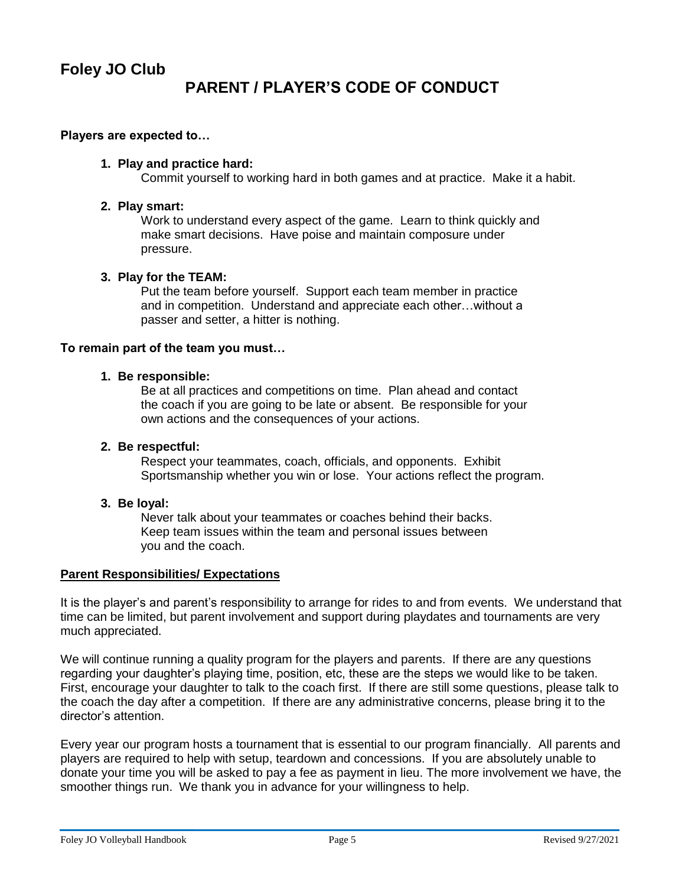## Foley JO Club

# PARENT / PLAYER'S CODE OF CONDUCT

**Players are expected to…**

1. **Play and practice hard:**
   Commit yourself to working hard in both games and at practice. Make it a habit.

2. **Play smart:**
   Work to understand every aspect of the game. Learn to think quickly and make smart decisions. Have poise and maintain composure under pressure.

3. **Play for the TEAM:**
   Put the team before yourself. Support each team member in practice and in competition. Understand and appreciate each other…without a passer and setter, a hitter is nothing.

**To remain part of the team you must…**

1. **Be responsible:**
   Be at all practices and competitions on time. Plan ahead and contact the coach if you are going to be late or absent. Be responsible for your own actions and the consequences of your actions.

2. **Be respectful:**
   Respect your teammates, coach, officials, and opponents. Exhibit Sportsmanship whether you win or lose. Your actions reflect the program.

3. **Be loyal:**
   Never talk about your teammates or coaches behind their backs. Keep team issues within the team and personal issues between you and the coach.

**Parent Responsibilities/ Expectations**

It is the player's and parent's responsibility to arrange for rides to and from events. We understand that time can be limited, but parent involvement and support during playdates and tournaments are very much appreciated.

We will continue running a quality program for the players and parents. If there are any questions regarding your daughter's playing time, position, etc, these are the steps we would like to be taken. First, encourage your daughter to talk to the coach first. If there are still some questions, please talk to the coach the day after a competition. If there are any administrative concerns, please bring it to the director's attention.

Every year our program hosts a tournament that is essential to our program financially. All parents and players are required to help with setup, teardown and concessions. If you are absolutely unable to donate your time you will be asked to pay a fee as payment in lieu. The more involvement we have, the smoother things run. We thank you in advance for your willingness to help.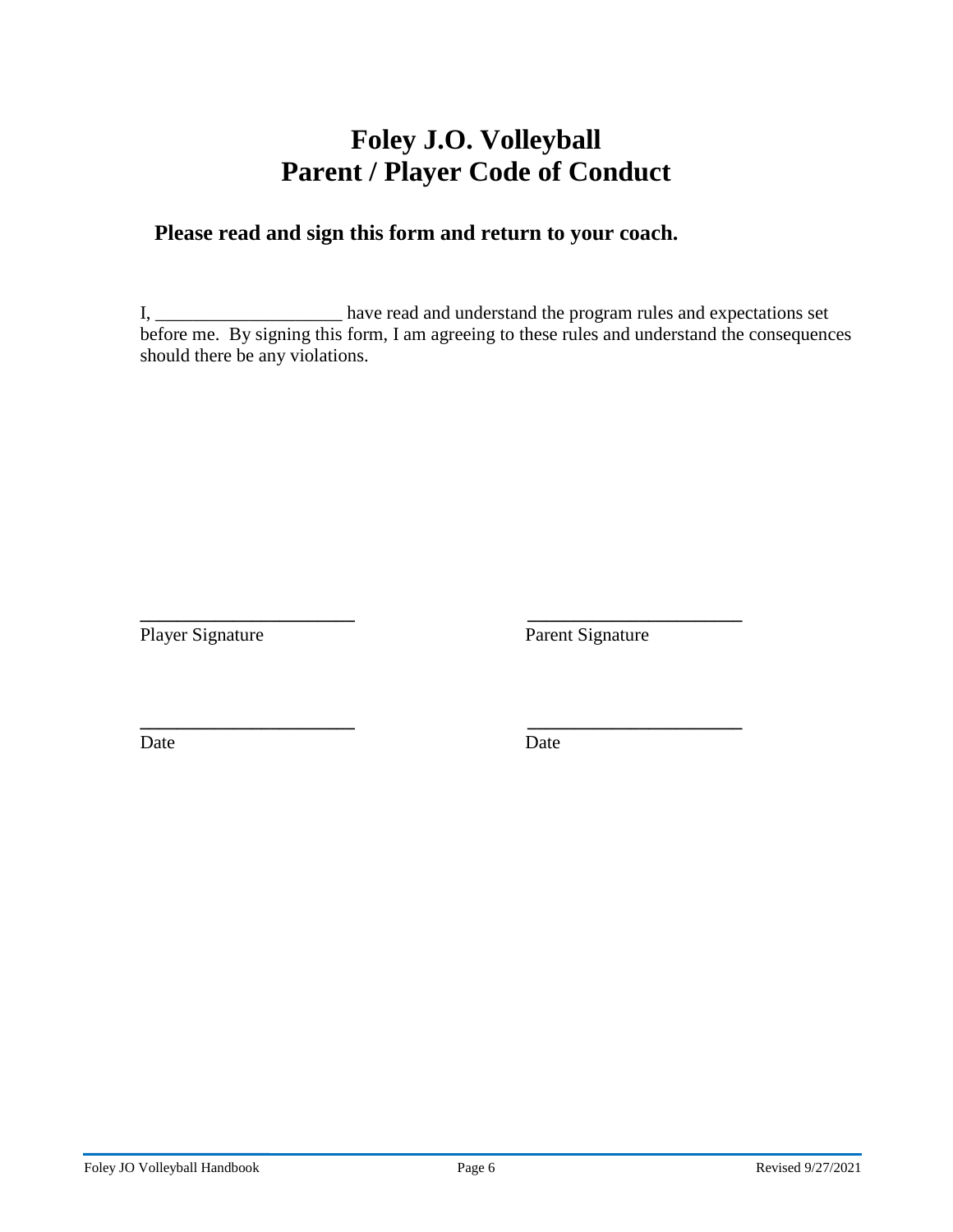# Foley J.O. Volleyball
# Parent / Player Code of Conduct

## Please read and sign this form and return to your coach.

I, ____________________ have read and understand the program rules and expectations set before me. By signing this form, I am agreeing to these rules and understand the consequences should there be any violations.

______________________ ______________________
Player Signature Parent Signature

______________________ ______________________
Date Date